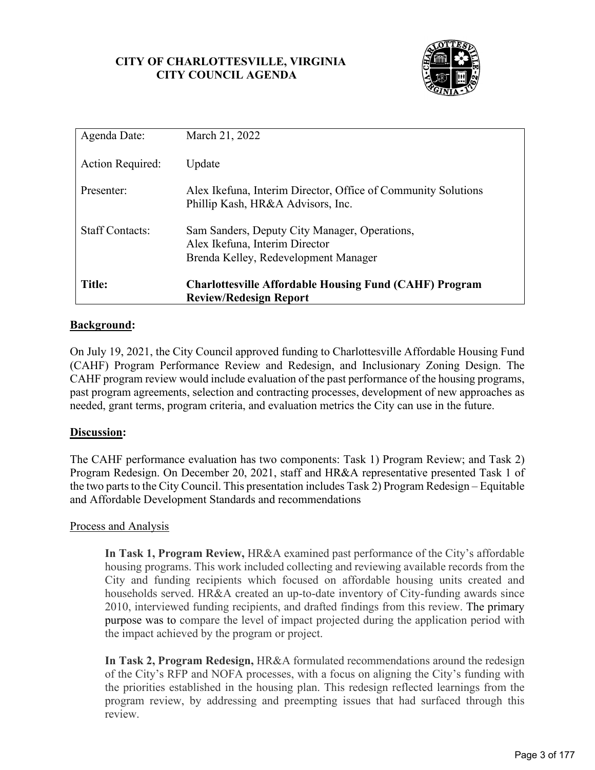# CITY OF CHARLOTTESVILLE, VIRGINIA
# CITY COUNCIL AGENDA

| | |
|---|---|
| Agenda Date: | March 21, 2022 |
| Action Required: | Update |
| Presenter: | Alex Ikefuna, Interim Director, Office of Community Solutions<br>Phillip Kash, HR&A Advisors, Inc. |
| Staff Contacts: | Sam Sanders, Deputy City Manager, Operations,<br>Alex Ikefuna, Interim Director<br>Brenda Kelley, Redevelopment Manager |
| **Title:** | **Charlottesville Affordable Housing Fund (CAHF) Program Review/Redesign Report** |

## Background:

On July 19, 2021, the City Council approved funding to Charlottesville Affordable Housing Fund (CAHF) Program Performance Review and Redesign, and Inclusionary Zoning Design. The CAHF program review would include evaluation of the past performance of the housing programs, past program agreements, selection and contracting processes, development of new approaches as needed, grant terms, program criteria, and evaluation metrics the City can use in the future.

## Discussion:

The CAHF performance evaluation has two components: Task 1) Program Review; and Task 2) Program Redesign. On December 20, 2021, staff and HR&A representative presented Task 1 of the two parts to the City Council. This presentation includes Task 2) Program Redesign – Equitable and Affordable Development Standards and recommendations

### Process and Analysis

**In Task 1, Program Review,** HR&A examined past performance of the City's affordable housing programs. This work included collecting and reviewing available records from the City and funding recipients which focused on affordable housing units created and households served. HR&A created an up-to-date inventory of City-funding awards since 2010, interviewed funding recipients, and drafted findings from this review. The primary purpose was to compare the level of impact projected during the application period with the impact achieved by the program or project.

**In Task 2, Program Redesign,** HR&A formulated recommendations around the redesign of the City's RFP and NOFA processes, with a focus on aligning the City's funding with the priorities established in the housing plan. This redesign reflected learnings from the program review, by addressing and preempting issues that had surfaced through this review.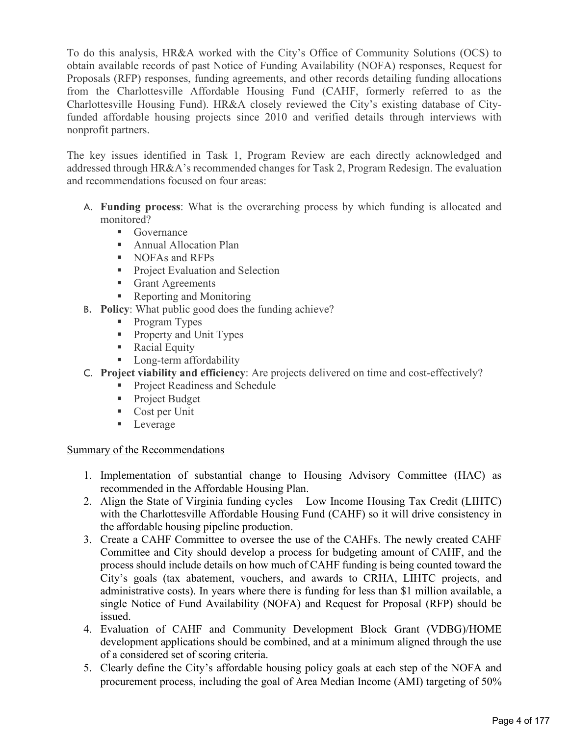To do this analysis, HR&A worked with the City's Office of Community Solutions (OCS) to obtain available records of past Notice of Funding Availability (NOFA) responses, Request for Proposals (RFP) responses, funding agreements, and other records detailing funding allocations from the Charlottesville Affordable Housing Fund (CAHF, formerly referred to as the Charlottesville Housing Fund). HR&A closely reviewed the City's existing database of City-funded affordable housing projects since 2010 and verified details through interviews with nonprofit partners.

The key issues identified in Task 1, Program Review are each directly acknowledged and addressed through HR&A's recommended changes for Task 2, Program Redesign. The evaluation and recommendations focused on four areas:

A. **Funding process**: What is the overarching process by which funding is allocated and monitored?
   - Governance
   - Annual Allocation Plan
   - NOFAs and RFPs
   - Project Evaluation and Selection
   - Grant Agreements
   - Reporting and Monitoring
B. **Policy**: What public good does the funding achieve?
   - Program Types
   - Property and Unit Types
   - Racial Equity
   - Long-term affordability
C. **Project viability and efficiency**: Are projects delivered on time and cost-effectively?
   - Project Readiness and Schedule
   - Project Budget
   - Cost per Unit
   - Leverage

<u>Summary of the Recommendations</u>

1. Implementation of substantial change to Housing Advisory Committee (HAC) as recommended in the Affordable Housing Plan.
2. Align the State of Virginia funding cycles – Low Income Housing Tax Credit (LIHTC) with the Charlottesville Affordable Housing Fund (CAHF) so it will drive consistency in the affordable housing pipeline production.
3. Create a CAHF Committee to oversee the use of the CAHFs. The newly created CAHF Committee and City should develop a process for budgeting amount of CAHF, and the process should include details on how much of CAHF funding is being counted toward the City's goals (tax abatement, vouchers, and awards to CRHA, LIHTC projects, and administrative costs). In years where there is funding for less than $1 million available, a single Notice of Fund Availability (NOFA) and Request for Proposal (RFP) should be issued.
4. Evaluation of CAHF and Community Development Block Grant (VDBG)/HOME development applications should be combined, and at a minimum aligned through the use of a considered set of scoring criteria.
5. Clearly define the City's affordable housing policy goals at each step of the NOFA and procurement process, including the goal of Area Median Income (AMI) targeting of 50%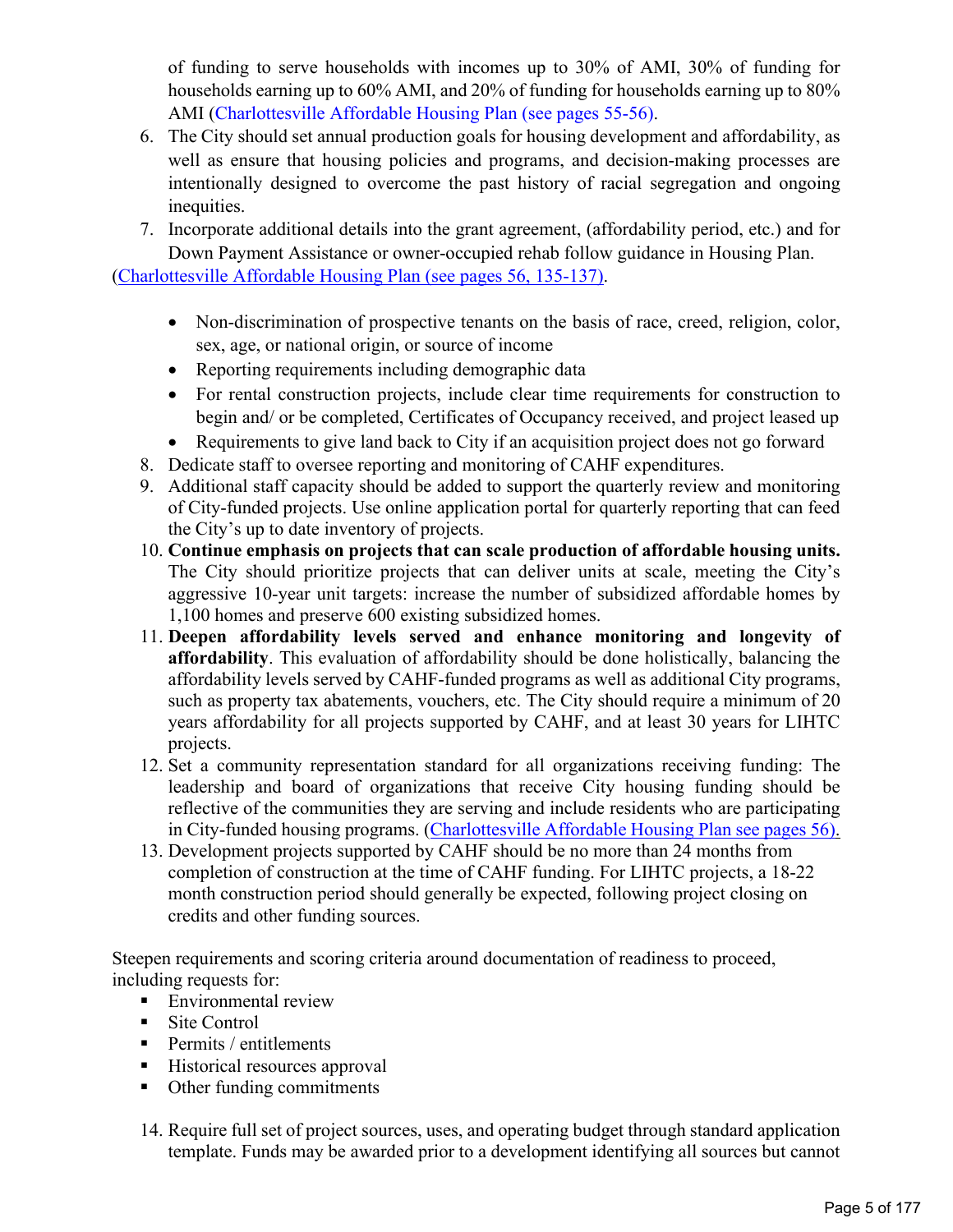of funding to serve households with incomes up to 30% of AMI, 30% of funding for households earning up to 60% AMI, and 20% of funding for households earning up to 80% AMI (Charlottesville Affordable Housing Plan (see pages 55-56).

6. The City should set annual production goals for housing development and affordability, as well as ensure that housing policies and programs, and decision-making processes are intentionally designed to overcome the past history of racial segregation and ongoing inequities.
7. Incorporate additional details into the grant agreement, (affordability period, etc.) and for Down Payment Assistance or owner-occupied rehab follow guidance in Housing Plan.

(Charlottesville Affordable Housing Plan (see pages 56, 135-137).

- Non-discrimination of prospective tenants on the basis of race, creed, religion, color, sex, age, or national origin, or source of income
- Reporting requirements including demographic data
- For rental construction projects, include clear time requirements for construction to begin and/ or be completed, Certificates of Occupancy received, and project leased up
- Requirements to give land back to City if an acquisition project does not go forward

8. Dedicate staff to oversee reporting and monitoring of CAHF expenditures.
9. Additional staff capacity should be added to support the quarterly review and monitoring of City-funded projects. Use online application portal for quarterly reporting that can feed the City's up to date inventory of projects.
10. **Continue emphasis on projects that can scale production of affordable housing units.** The City should prioritize projects that can deliver units at scale, meeting the City's aggressive 10-year unit targets: increase the number of subsidized affordable homes by 1,100 homes and preserve 600 existing subsidized homes.
11. **Deepen affordability levels served and enhance monitoring and longevity of affordability**. This evaluation of affordability should be done holistically, balancing the affordability levels served by CAHF-funded programs as well as additional City programs, such as property tax abatements, vouchers, etc. The City should require a minimum of 20 years affordability for all projects supported by CAHF, and at least 30 years for LIHTC projects.
12. Set a community representation standard for all organizations receiving funding: The leadership and board of organizations that receive City housing funding should be reflective of the communities they are serving and include residents who are participating in City-funded housing programs. (Charlottesville Affordable Housing Plan see pages 56).
13. Development projects supported by CAHF should be no more than 24 months from completion of construction at the time of CAHF funding. For LIHTC projects, a 18-22 month construction period should generally be expected, following project closing on credits and other funding sources.

Steepen requirements and scoring criteria around documentation of readiness to proceed, including requests for:

- Environmental review
- Site Control
- Permits / entitlements
- Historical resources approval
- Other funding commitments

14. Require full set of project sources, uses, and operating budget through standard application template. Funds may be awarded prior to a development identifying all sources but cannot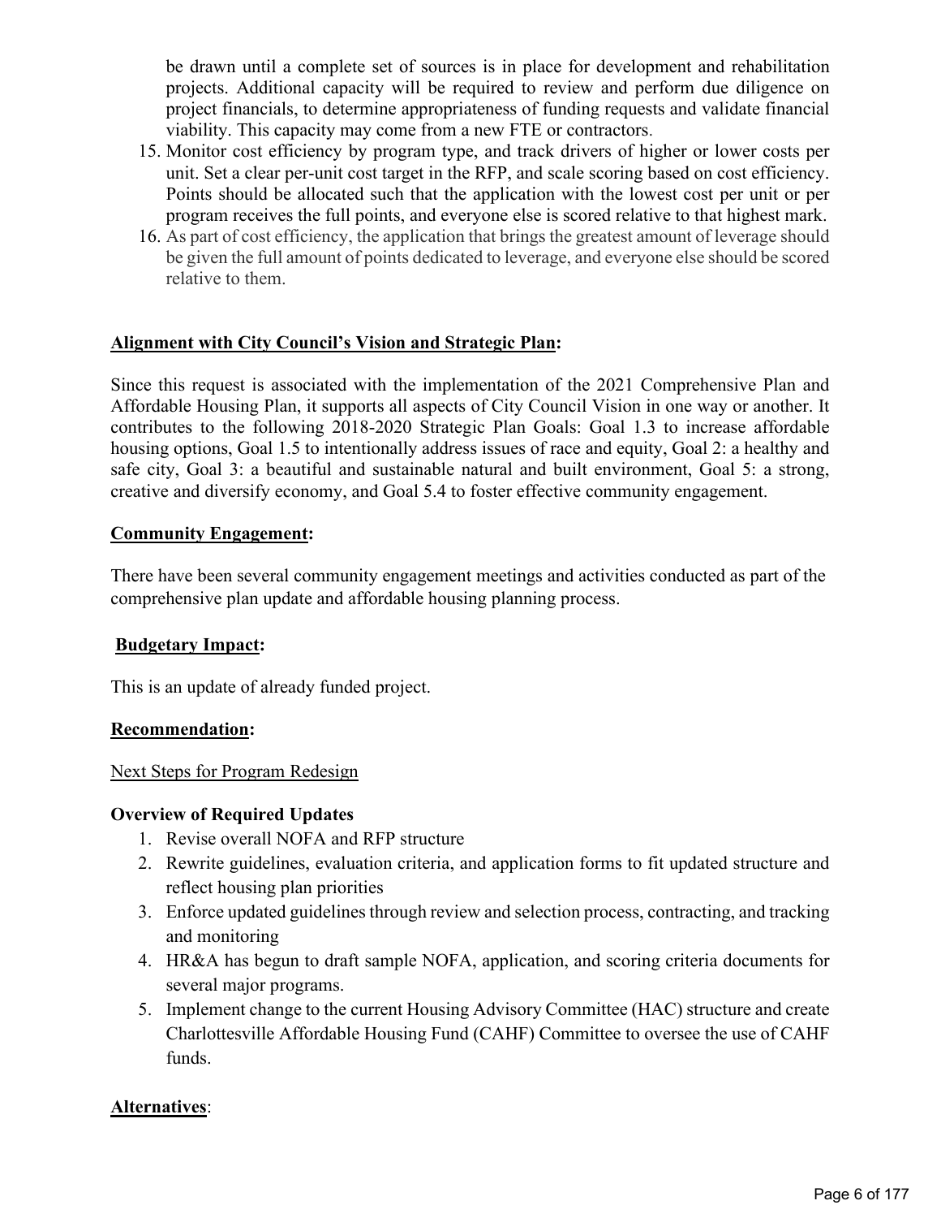be drawn until a complete set of sources is in place for development and rehabilitation projects. Additional capacity will be required to review and perform due diligence on project financials, to determine appropriateness of funding requests and validate financial viability. This capacity may come from a new FTE or contractors.

15. Monitor cost efficiency by program type, and track drivers of higher or lower costs per unit. Set a clear per-unit cost target in the RFP, and scale scoring based on cost efficiency. Points should be allocated such that the application with the lowest cost per unit or per program receives the full points, and everyone else is scored relative to that highest mark.
16. As part of cost efficiency, the application that brings the greatest amount of leverage should be given the full amount of points dedicated to leverage, and everyone else should be scored relative to them.

**Alignment with City Council's Vision and Strategic Plan:**

Since this request is associated with the implementation of the 2021 Comprehensive Plan and Affordable Housing Plan, it supports all aspects of City Council Vision in one way or another. It contributes to the following 2018-2020 Strategic Plan Goals: Goal 1.3 to increase affordable housing options, Goal 1.5 to intentionally address issues of race and equity, Goal 2: a healthy and safe city, Goal 3: a beautiful and sustainable natural and built environment, Goal 5: a strong, creative and diversify economy, and Goal 5.4 to foster effective community engagement.

**Community Engagement:**

There have been several community engagement meetings and activities conducted as part of the comprehensive plan update and affordable housing planning process.

**Budgetary Impact:**

This is an update of already funded project.

**Recommendation:**

Next Steps for Program Redesign

**Overview of Required Updates**

1. Revise overall NOFA and RFP structure
2. Rewrite guidelines, evaluation criteria, and application forms to fit updated structure and reflect housing plan priorities
3. Enforce updated guidelines through review and selection process, contracting, and tracking and monitoring
4. HR&A has begun to draft sample NOFA, application, and scoring criteria documents for several major programs.
5. Implement change to the current Housing Advisory Committee (HAC) structure and create Charlottesville Affordable Housing Fund (CAHF) Committee to oversee the use of CAHF funds.

**Alternatives**: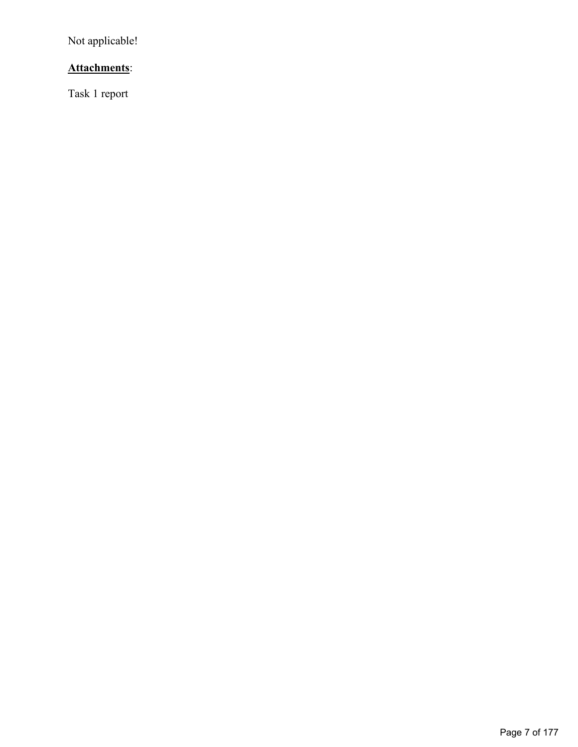Not applicable!

**<u>Attachments</u>**:

Task 1 report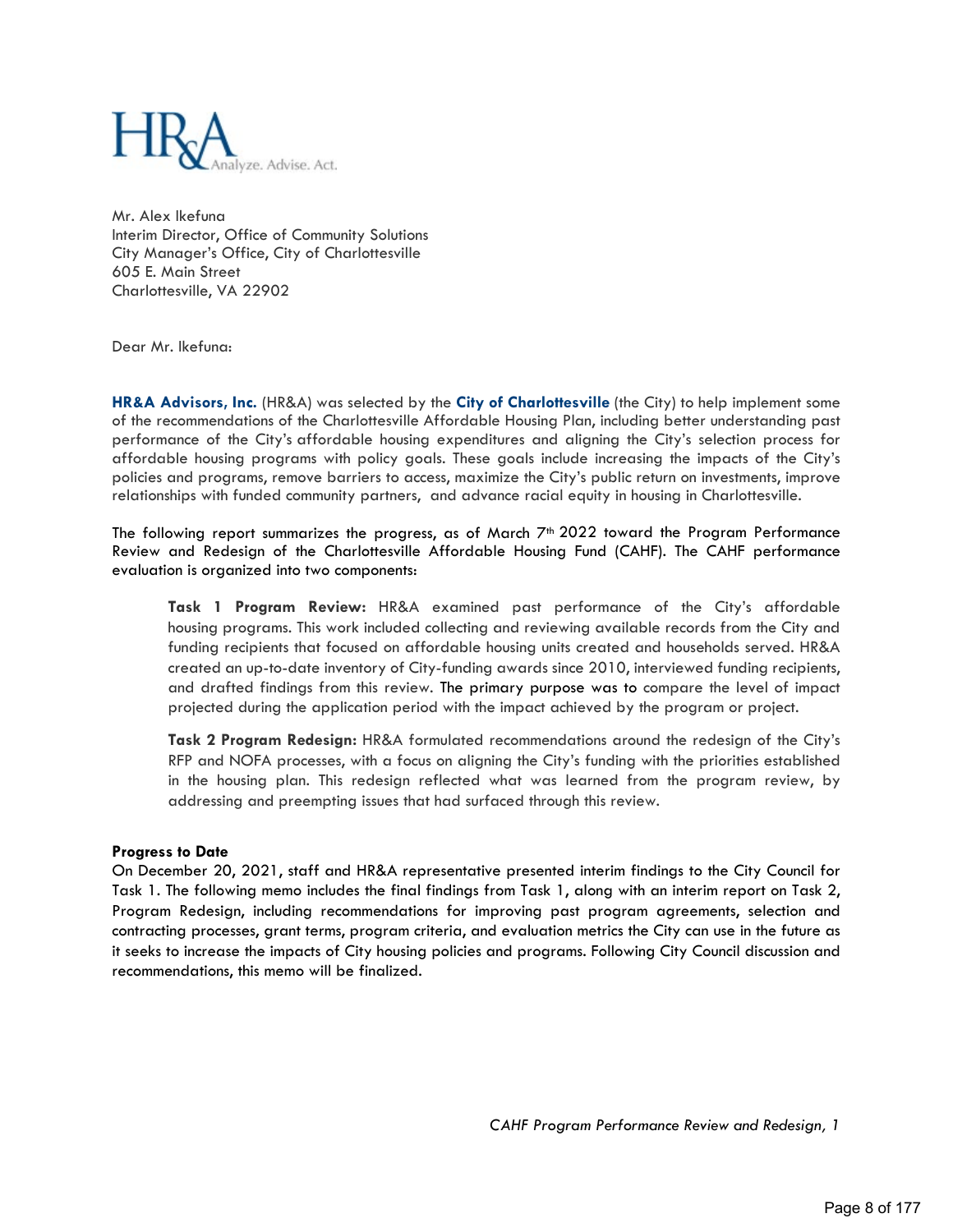Mr. Alex Ikefuna
Interim Director, Office of Community Solutions
City Manager's Office, City of Charlottesville
605 E. Main Street
Charlottesville, VA 22902

Dear Mr. Ikefuna:

**HR&A Advisors, Inc.** (HR&A) was selected by the **City of Charlottesville** (the City) to help implement some of the recommendations of the Charlottesville Affordable Housing Plan, including better understanding past performance of the City's affordable housing expenditures and aligning the City's selection process for affordable housing programs with policy goals. These goals include increasing the impacts of the City's policies and programs, remove barriers to access, maximize the City's public return on investments, improve relationships with funded community partners, and advance racial equity in housing in Charlottesville.

The following report summarizes the progress, as of March 7th 2022 toward the Program Performance Review and Redesign of the Charlottesville Affordable Housing Fund (CAHF). The CAHF performance evaluation is organized into two components:

> **Task 1 Program Review:** HR&A examined past performance of the City's affordable housing programs. This work included collecting and reviewing available records from the City and funding recipients that focused on affordable housing units created and households served. HR&A created an up-to-date inventory of City-funding awards since 2010, interviewed funding recipients, and drafted findings from this review. The primary purpose was to compare the level of impact projected during the application period with the impact achieved by the program or project.
>
> **Task 2 Program Redesign:** HR&A formulated recommendations around the redesign of the City's RFP and NOFA processes, with a focus on aligning the City's funding with the priorities established in the housing plan. This redesign reflected what was learned from the program review, by addressing and preempting issues that had surfaced through this review.

**Progress to Date**
On December 20, 2021, staff and HR&A representative presented interim findings to the City Council for Task 1. The following memo includes the final findings from Task 1, along with an interim report on Task 2, Program Redesign, including recommendations for improving past program agreements, selection and contracting processes, grant terms, program criteria, and evaluation metrics the City can use in the future as it seeks to increase the impacts of City housing policies and programs. Following City Council discussion and recommendations, this memo will be finalized.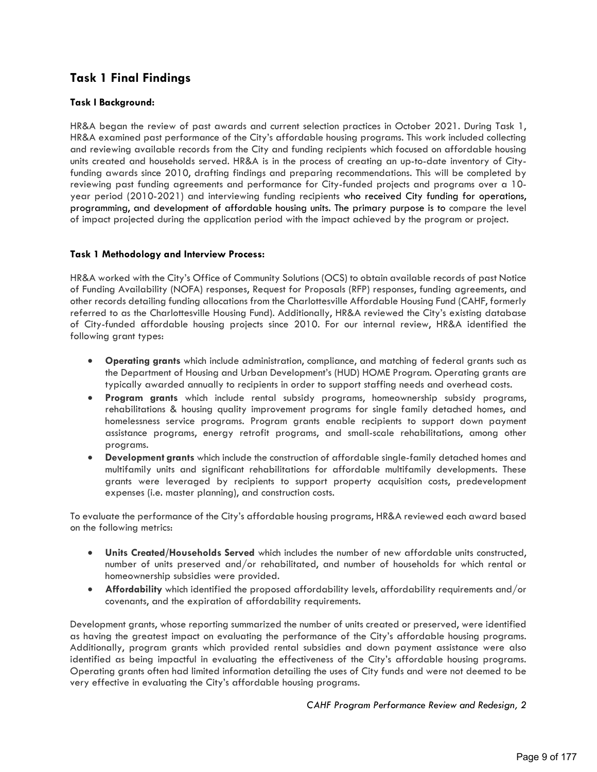## Task 1 Final Findings

**Task I Background:**

HR&A began the review of past awards and current selection practices in October 2021. During Task 1, HR&A examined past performance of the City's affordable housing programs. This work included collecting and reviewing available records from the City and funding recipients which focused on affordable housing units created and households served. HR&A is in the process of creating an up-to-date inventory of City-funding awards since 2010, drafting findings and preparing recommendations. This will be completed by reviewing past funding agreements and performance for City-funded projects and programs over a 10-year period (2010-2021) and interviewing funding recipients who received City funding for operations, programming, and development of affordable housing units. The primary purpose is to compare the level of impact projected during the application period with the impact achieved by the program or project.

**Task 1 Methodology and Interview Process:**

HR&A worked with the City's Office of Community Solutions (OCS) to obtain available records of past Notice of Funding Availability (NOFA) responses, Request for Proposals (RFP) responses, funding agreements, and other records detailing funding allocations from the Charlottesville Affordable Housing Fund (CAHF, formerly referred to as the Charlottesville Housing Fund). Additionally, HR&A reviewed the City's existing database of City-funded affordable housing projects since 2010. For our internal review, HR&A identified the following grant types:

- **Operating grants** which include administration, compliance, and matching of federal grants such as the Department of Housing and Urban Development's (HUD) HOME Program. Operating grants are typically awarded annually to recipients in order to support staffing needs and overhead costs.
- **Program grants** which include rental subsidy programs, homeownership subsidy programs, rehabilitations & housing quality improvement programs for single family detached homes, and homelessness service programs. Program grants enable recipients to support down payment assistance programs, energy retrofit programs, and small-scale rehabilitations, among other programs.
- **Development grants** which include the construction of affordable single-family detached homes and multifamily units and significant rehabilitations for affordable multifamily developments. These grants were leveraged by recipients to support property acquisition costs, predevelopment expenses (i.e. master planning), and construction costs.

To evaluate the performance of the City's affordable housing programs, HR&A reviewed each award based on the following metrics:

- **Units Created/Households Served** which includes the number of new affordable units constructed, number of units preserved and/or rehabilitated, and number of households for which rental or homeownership subsidies were provided.
- **Affordability** which identified the proposed affordability levels, affordability requirements and/or covenants, and the expiration of affordability requirements.

Development grants, whose reporting summarized the number of units created or preserved, were identified as having the greatest impact on evaluating the performance of the City's affordable housing programs. Additionally, program grants which provided rental subsidies and down payment assistance were also identified as being impactful in evaluating the effectiveness of the City's affordable housing programs. Operating grants often had limited information detailing the uses of City funds and were not deemed to be very effective in evaluating the City's affordable housing programs.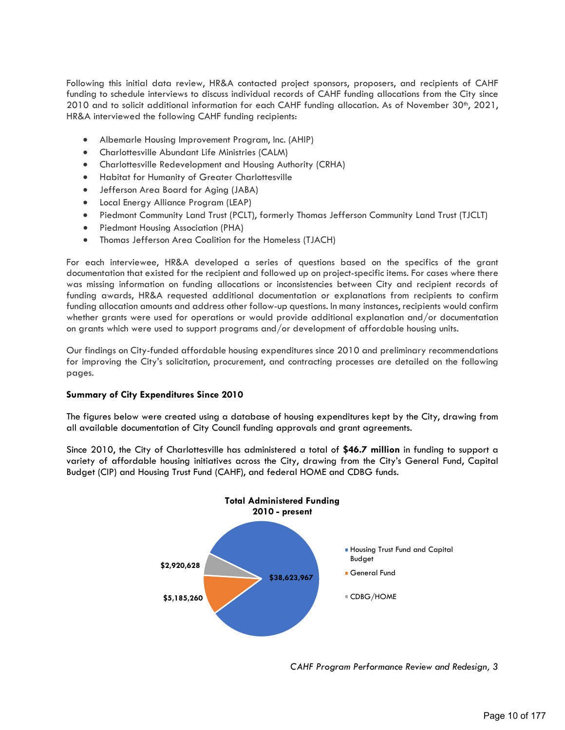Following this initial data review, HR&A contacted project sponsors, proposers, and recipients of CAHF funding to schedule interviews to discuss individual records of CAHF funding allocations from the City since 2010 and to solicit additional information for each CAHF funding allocation. As of November 30th, 2021, HR&A interviewed the following CAHF funding recipients:

- Albemarle Housing Improvement Program, Inc. (AHIP)
- Charlottesville Abundant Life Ministries (CALM)
- Charlottesville Redevelopment and Housing Authority (CRHA)
- Habitat for Humanity of Greater Charlottesville
- Jefferson Area Board for Aging (JABA)
- Local Energy Alliance Program (LEAP)
- Piedmont Community Land Trust (PCLT), formerly Thomas Jefferson Community Land Trust (TJCLT)
- Piedmont Housing Association (PHA)
- Thomas Jefferson Area Coalition for the Homeless (TJACH)

For each interviewee, HR&A developed a series of questions based on the specifics of the grant documentation that existed for the recipient and followed up on project-specific items. For cases where there was missing information on funding allocations or inconsistencies between City and recipient records of funding awards, HR&A requested additional documentation or explanations from recipients to confirm funding allocation amounts and address other follow-up questions. In many instances, recipients would confirm whether grants were used for operations or would provide additional explanation and/or documentation on grants which were used to support programs and/or development of affordable housing units.

Our findings on City-funded affordable housing expenditures since 2010 and preliminary recommendations for improving the City's solicitation, procurement, and contracting processes are detailed on the following pages.

**Summary of City Expenditures Since 2010**

The figures below were created using a database of housing expenditures kept by the City, drawing from all available documentation of City Council funding approvals and grant agreements.

Since 2010, the City of Charlottesville has administered a total of **$46.7 million** in funding to support a variety of affordable housing initiatives across the City, drawing from the City's General Fund, Capital Budget (CIP) and Housing Trust Fund (CAHF), and federal HOME and CDBG funds.

**Total Administered Funding 2010 - present**

| Source | Amount |
| --- | --- |
| Housing Trust Fund and Capital Budget | $38,623,967 |
| General Fund | $5,185,260 |
| CDBG/HOME | $2,920,628 |

*CAHF Program Performance Review and Redesign, 3*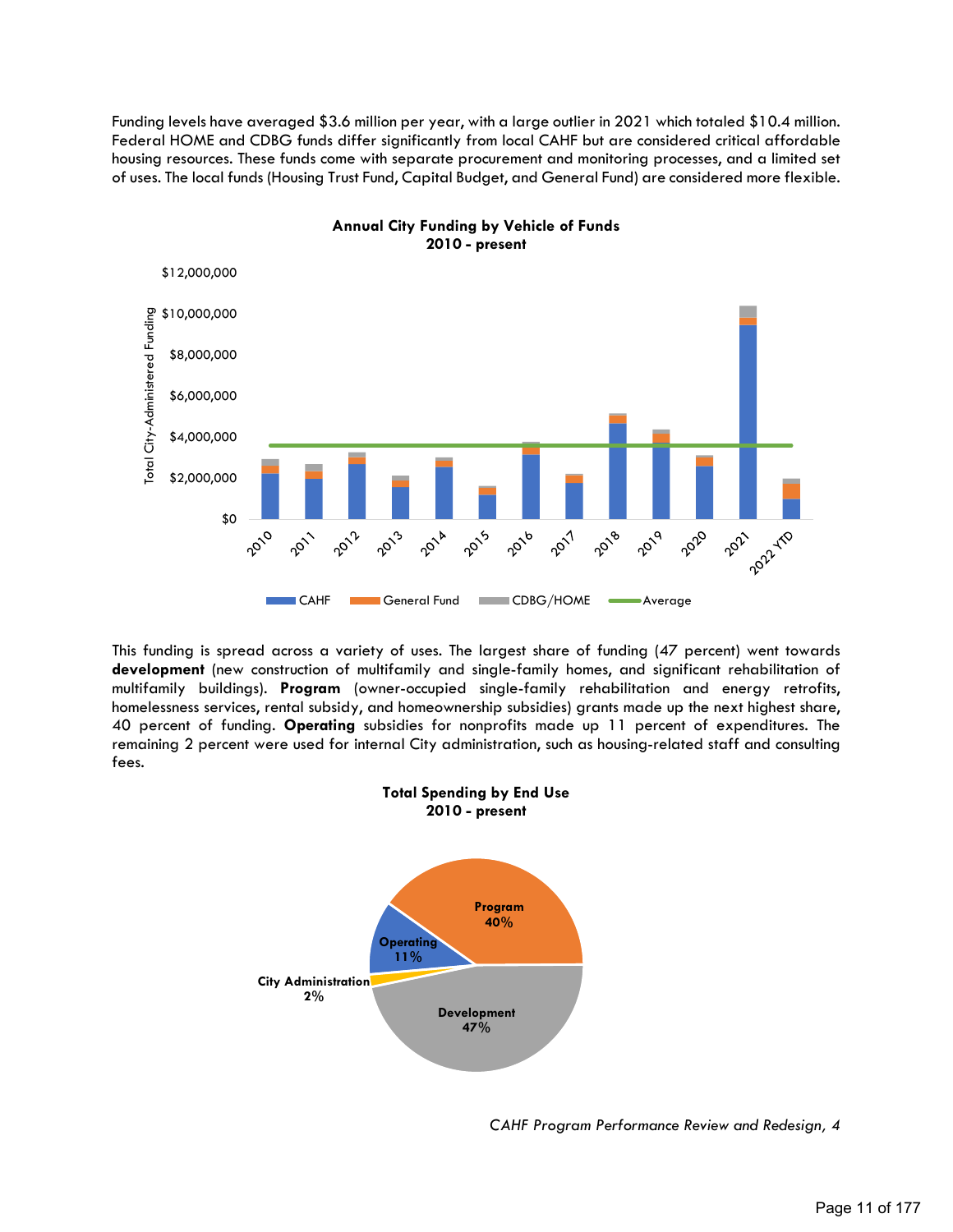Funding levels have averaged $3.6 million per year, with a large outlier in 2021 which totaled $10.4 million. Federal HOME and CDBG funds differ significantly from local CAHF but are considered critical affordable housing resources. These funds come with separate procurement and monitoring processes, and a limited set of uses. The local funds (Housing Trust Fund, Capital Budget, and General Fund) are considered more flexible.

**Annual City Funding by Vehicle of Funds**
**2010 - present**

This funding is spread across a variety of uses. The largest share of funding (47 percent) went towards **development** (new construction of multifamily and single-family homes, and significant rehabilitation of multifamily buildings). **Program** (owner-occupied single-family rehabilitation and energy retrofits, homelessness services, rental subsidy, and homeownership subsidies) grants made up the next highest share, 40 percent of funding. **Operating** subsidies for nonprofits made up 11 percent of expenditures. The remaining 2 percent were used for internal City administration, such as housing-related staff and consulting fees.

**Total Spending by End Use**
**2010 - present**

*CAHF Program Performance Review and Redesign, 4*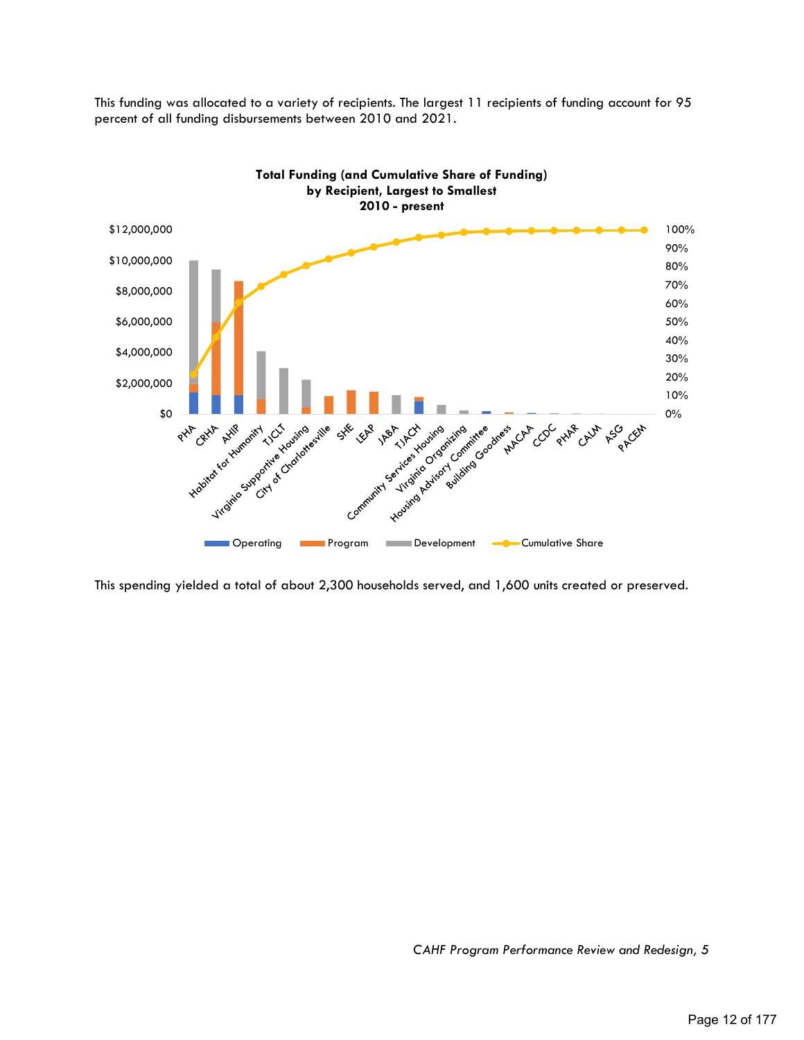This funding was allocated to a variety of recipients. The largest 11 recipients of funding account for 95 percent of all funding disbursements between 2010 and 2021.

**Total Funding (and Cumulative Share of Funding) by Recipient, Largest to Smallest 2010 - present**

This spending yielded a total of about 2,300 households served, and 1,600 units created or preserved.

*CAHF Program Performance Review and Redesign, 5*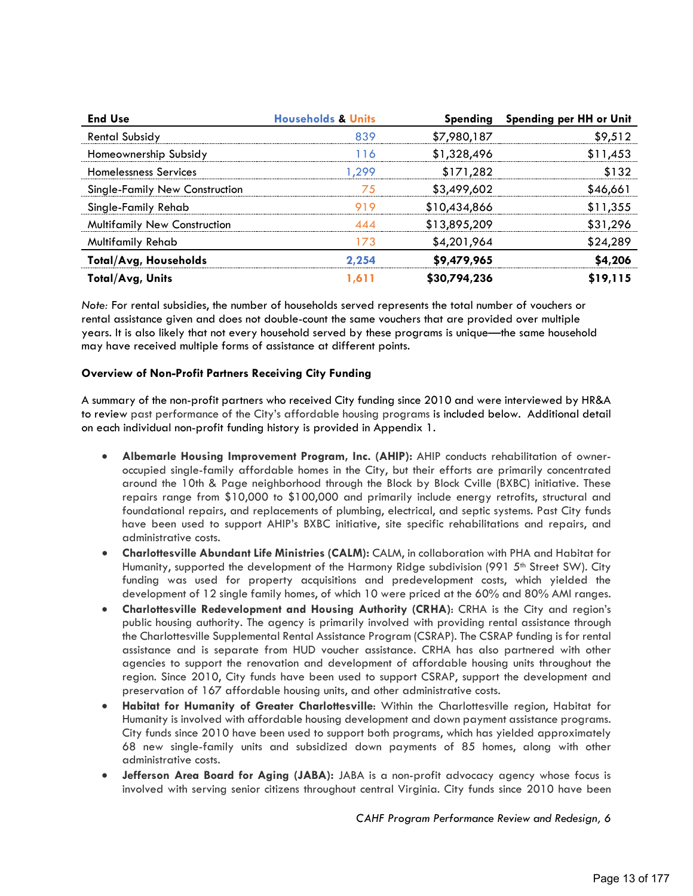| End Use | Households & Units | Spending | Spending per HH or Unit |
|---|---|---|---|
| Rental Subsidy | 839 | $7,980,187 | $9,512 |
| Homeownership Subsidy | 116 | $1,328,496 | $11,453 |
| Homelessness Services | 1,299 | $171,282 | $132 |
| Single-Family New Construction | 75 | $3,499,602 | $46,661 |
| Single-Family Rehab | 919 | $10,434,866 | $11,355 |
| Multifamily New Construction | 444 | $13,895,209 | $31,296 |
| Multifamily Rehab | 173 | $4,201,964 | $24,289 |
| **Total/Avg, Households** | **2,254** | **$9,479,965** | **$4,206** |
| **Total/Avg, Units** | **1,611** | **$30,794,236** | **$19,115** |

*Note:* For rental subsidies, the number of households served represents the total number of vouchers or rental assistance given and does not double-count the same vouchers that are provided over multiple years. It is also likely that not every household served by these programs is unique—the same household may have received multiple forms of assistance at different points.

**Overview of Non-Profit Partners Receiving City Funding**

A summary of the non-profit partners who received City funding since 2010 and were interviewed by HR&A to review past performance of the City's affordable housing programs is included below. Additional detail on each individual non-profit funding history is provided in Appendix 1.

- **Albemarle Housing Improvement Program, Inc. (AHIP):** AHIP conducts rehabilitation of owner-occupied single-family affordable homes in the City, but their efforts are primarily concentrated around the 10th & Page neighborhood through the Block by Block Cville (BXBC) initiative. These repairs range from $10,000 to $100,000 and primarily include energy retrofits, structural and foundational repairs, and replacements of plumbing, electrical, and septic systems. Past City funds have been used to support AHIP's BXBC initiative, site specific rehabilitations and repairs, and administrative costs.
- **Charlottesville Abundant Life Ministries (CALM):** CALM, in collaboration with PHA and Habitat for Humanity, supported the development of the Harmony Ridge subdivision (991 5th Street SW). City funding was used for property acquisitions and predevelopment costs, which yielded the development of 12 single family homes, of which 10 were priced at the 60% and 80% AMI ranges.
- **Charlottesville Redevelopment and Housing Authority (CRHA)**: CRHA is the City and region's public housing authority. The agency is primarily involved with providing rental assistance through the Charlottesville Supplemental Rental Assistance Program (CSRAP). The CSRAP funding is for rental assistance and is separate from HUD voucher assistance. CRHA has also partnered with other agencies to support the renovation and development of affordable housing units throughout the region. Since 2010, City funds have been used to support CSRAP, support the development and preservation of 167 affordable housing units, and other administrative costs.
- **Habitat for Humanity of Greater Charlottesville**: Within the Charlottesville region, Habitat for Humanity is involved with affordable housing development and down payment assistance programs. City funds since 2010 have been used to support both programs, which has yielded approximately 68 new single-family units and subsidized down payments of 85 homes, along with other administrative costs.
- **Jefferson Area Board for Aging (JABA):** JABA is a non-profit advocacy agency whose focus is involved with serving senior citizens throughout central Virginia. City funds since 2010 have been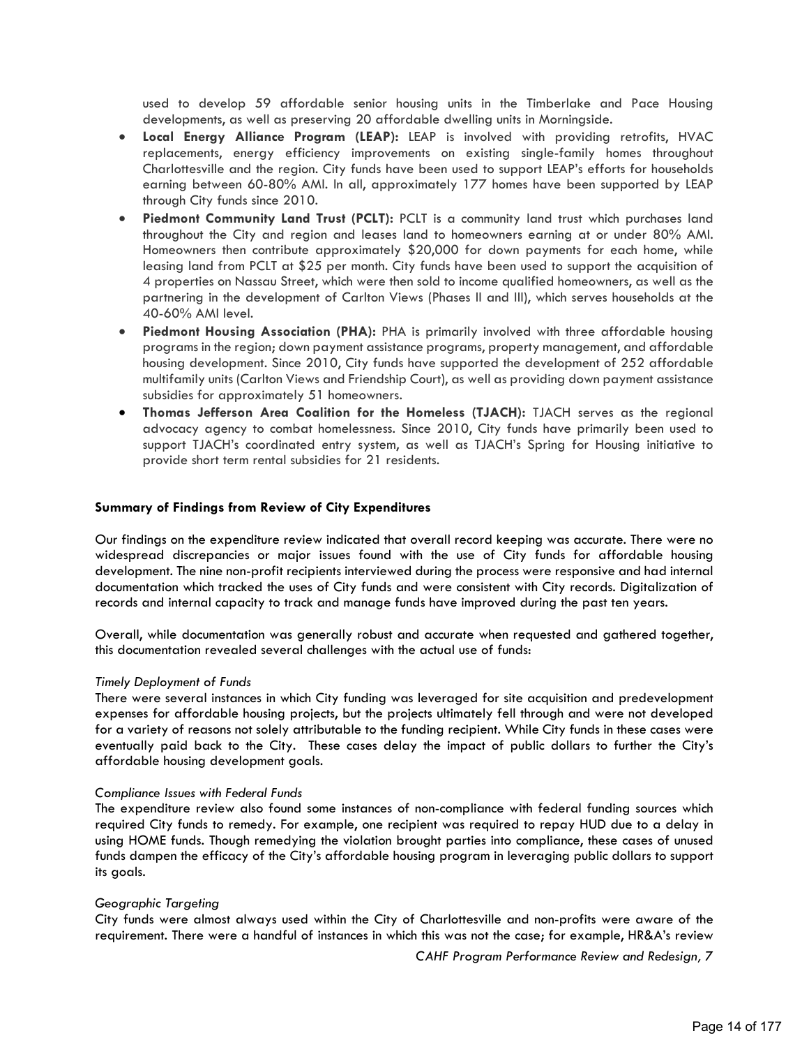used to develop 59 affordable senior housing units in the Timberlake and Pace Housing developments, as well as preserving 20 affordable dwelling units in Morningside.

- **Local Energy Alliance Program (LEAP):** LEAP is involved with providing retrofits, HVAC replacements, energy efficiency improvements on existing single-family homes throughout Charlottesville and the region. City funds have been used to support LEAP's efforts for households earning between 60-80% AMI. In all, approximately 177 homes have been supported by LEAP through City funds since 2010.
- **Piedmont Community Land Trust (PCLT):** PCLT is a community land trust which purchases land throughout the City and region and leases land to homeowners earning at or under 80% AMI. Homeowners then contribute approximately $20,000 for down payments for each home, while leasing land from PCLT at $25 per month. City funds have been used to support the acquisition of 4 properties on Nassau Street, which were then sold to income qualified homeowners, as well as the partnering in the development of Carlton Views (Phases II and III), which serves households at the 40-60% AMI level.
- **Piedmont Housing Association (PHA):** PHA is primarily involved with three affordable housing programs in the region; down payment assistance programs, property management, and affordable housing development. Since 2010, City funds have supported the development of 252 affordable multifamily units (Carlton Views and Friendship Court), as well as providing down payment assistance subsidies for approximately 51 homeowners.
- **Thomas Jefferson Area Coalition for the Homeless (TJACH):** TJACH serves as the regional advocacy agency to combat homelessness. Since 2010, City funds have primarily been used to support TJACH's coordinated entry system, as well as TJACH's Spring for Housing initiative to provide short term rental subsidies for 21 residents.

**Summary of Findings from Review of City Expenditures**

Our findings on the expenditure review indicated that overall record keeping was accurate. There were no widespread discrepancies or major issues found with the use of City funds for affordable housing development. The nine non-profit recipients interviewed during the process were responsive and had internal documentation which tracked the uses of City funds and were consistent with City records. Digitalization of records and internal capacity to track and manage funds have improved during the past ten years.

Overall, while documentation was generally robust and accurate when requested and gathered together, this documentation revealed several challenges with the actual use of funds:

*Timely Deployment of Funds*

There were several instances in which City funding was leveraged for site acquisition and predevelopment expenses for affordable housing projects, but the projects ultimately fell through and were not developed for a variety of reasons not solely attributable to the funding recipient. While City funds in these cases were eventually paid back to the City. These cases delay the impact of public dollars to further the City's affordable housing development goals.

*Compliance Issues with Federal Funds*

The expenditure review also found some instances of non-compliance with federal funding sources which required City funds to remedy. For example, one recipient was required to repay HUD due to a delay in using HOME funds. Though remedying the violation brought parties into compliance, these cases of unused funds dampen the efficacy of the City's affordable housing program in leveraging public dollars to support its goals.

*Geographic Targeting*

City funds were almost always used within the City of Charlottesville and non-profits were aware of the requirement. There were a handful of instances in which this was not the case; for example, HR&A's review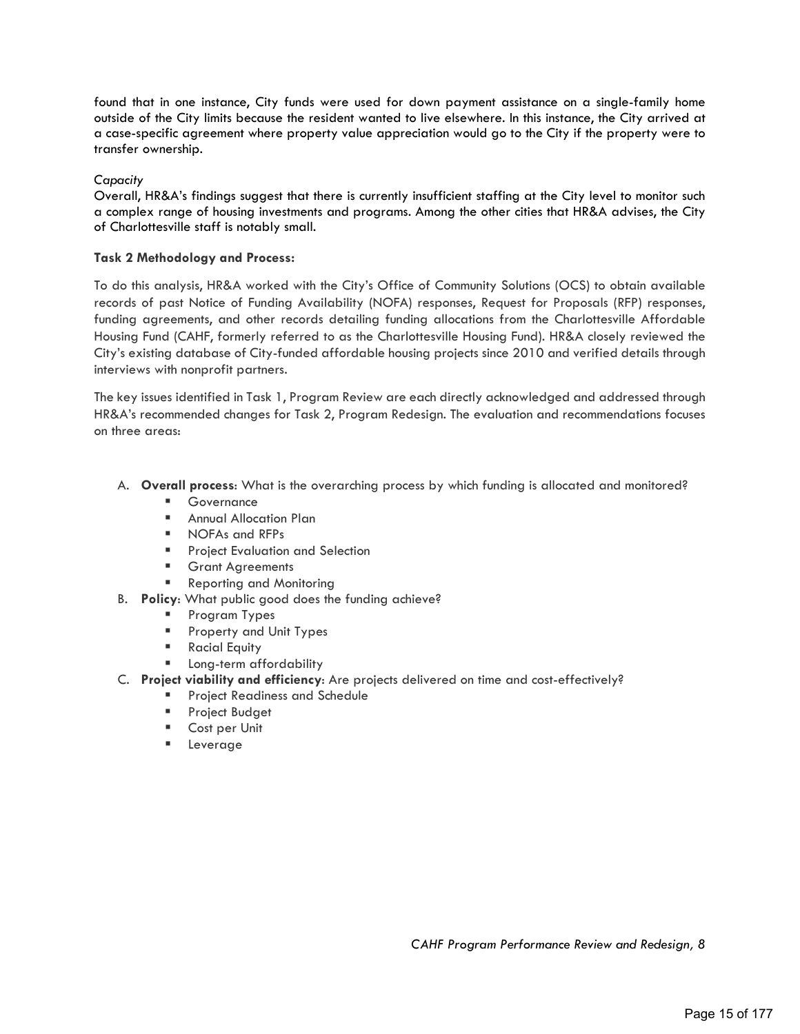found that in one instance, City funds were used for down payment assistance on a single-family home outside of the City limits because the resident wanted to live elsewhere. In this instance, the City arrived at a case-specific agreement where property value appreciation would go to the City if the property were to transfer ownership.

*Capacity*

Overall, HR&A's findings suggest that there is currently insufficient staffing at the City level to monitor such a complex range of housing investments and programs. Among the other cities that HR&A advises, the City of Charlottesville staff is notably small.

**Task 2 Methodology and Process:**

To do this analysis, HR&A worked with the City's Office of Community Solutions (OCS) to obtain available records of past Notice of Funding Availability (NOFA) responses, Request for Proposals (RFP) responses, funding agreements, and other records detailing funding allocations from the Charlottesville Affordable Housing Fund (CAHF, formerly referred to as the Charlottesville Housing Fund). HR&A closely reviewed the City's existing database of City-funded affordable housing projects since 2010 and verified details through interviews with nonprofit partners.

The key issues identified in Task 1, Program Review are each directly acknowledged and addressed through HR&A's recommended changes for Task 2, Program Redesign. The evaluation and recommendations focuses on three areas:

A. **Overall process**: What is the overarching process by which funding is allocated and monitored?
   - Governance
   - Annual Allocation Plan
   - NOFAs and RFPs
   - Project Evaluation and Selection
   - Grant Agreements
   - Reporting and Monitoring
B. **Policy**: What public good does the funding achieve?
   - Program Types
   - Property and Unit Types
   - Racial Equity
   - Long-term affordability
C. **Project viability and efficiency**: Are projects delivered on time and cost-effectively?
   - Project Readiness and Schedule
   - Project Budget
   - Cost per Unit
   - Leverage